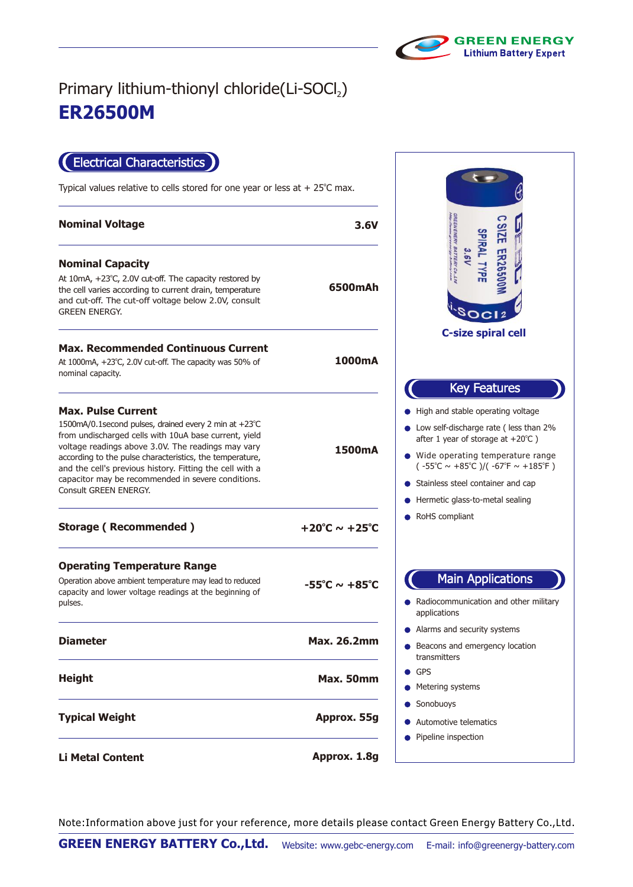GREEN ENERGY
Lithium Battery Expert

# Primary lithium-thionyl chloride(Li-$SOCl_2$)

# ER26500M

## Electrical Characteristics

Typical values relative to cells stored for one year or less at + 25℃ max.

| | |
|---|---|
| **Nominal Voltage** | **3.6V** |
| **Nominal Capacity**<br>At 10mA, +23℃, 2.0V cut-off. The capacity restored by the cell varies according to current drain, temperature and cut-off. The cut-off voltage below 2.0V, consult GREEN ENERGY. | **6500mAh** |
| **Max. Recommended Continuous Current**<br>At 1000mA, +23℃, 2.0V cut-off. The capacity was 50% of nominal capacity. | **1000mA** |
| **Max. Pulse Current**<br>1500mA/0.1second pulses, drained every 2 min at +23℃ from undischarged cells with 10uA base current, yield voltage readings above 3.0V. The readings may vary according to the pulse characteristics, the temperature, and the cell's previous history. Fitting the cell with a capacitor may be recommended in severe conditions. Consult GREEN ENERGY. | **1500mA** |
| **Storage ( Recommended )** | **+20℃ ~ +25℃** |
| **Operating Temperature Range**<br>Operation above ambient temperature may lead to reduced capacity and lower voltage readings at the beginning of pulses. | **-55℃ ~ +85℃** |
| **Diameter** | **Max. 26.2mm** |
| **Height** | **Max. 50mm** |
| **Typical Weight** | **Approx. 55g** |
| **Li Metal Content** | **Approx. 1.8g** |

**C-size spiral cell**

## Key Features

- High and stable operating voltage
- Low self-discharge rate ( less than 2% after 1 year of storage at +20℃ )
- Wide operating temperature range ( -55℃ ~ +85℃ )/( -67℉ ~ +185℉ )
- Stainless steel container and cap
- Hermetic glass-to-metal sealing
- RoHS compliant

## Main Applications

- Radiocommunication and other military applications
- Alarms and security systems
- Beacons and emergency location transmitters
- GPS
- Metering systems
- Sonobuoys
- Automotive telematics
- Pipeline inspection

Note:Information above just for your reference, more details please contact Green Energy Battery Co.,Ltd.

**GREEN ENERGY BATTERY Co.,Ltd.** Website: www.gebc-energy.com E-mail: info@greenergy-battery.com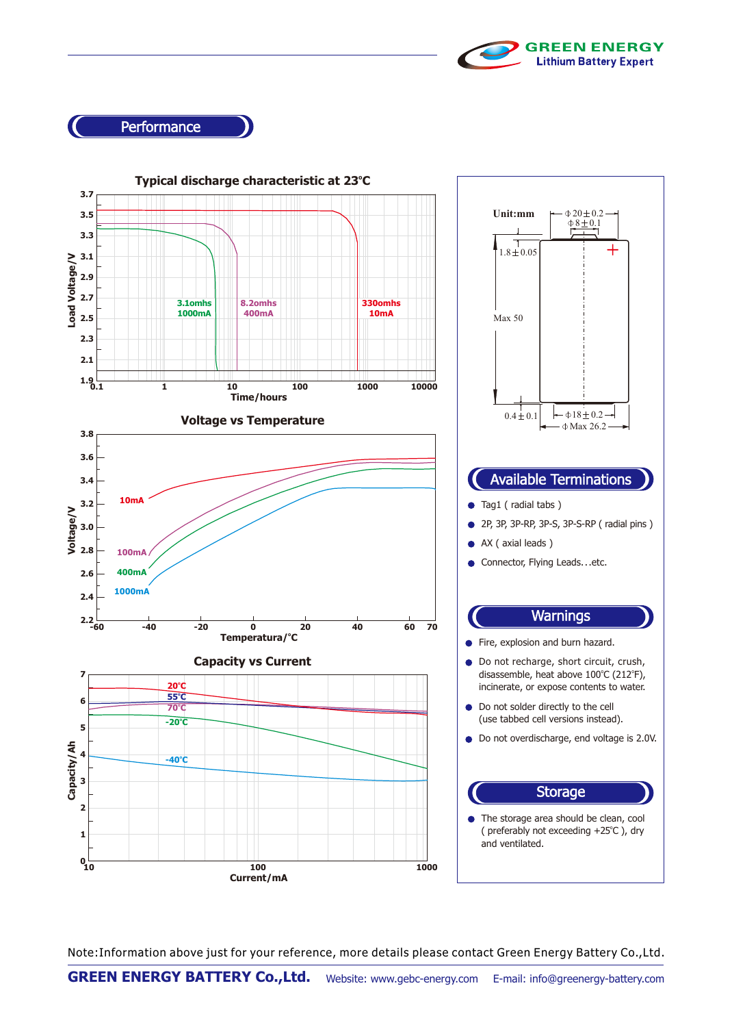## Performance

### Typical discharge characteristic at 23℃

Load Voltage/V

3.7
3.5
3.3
3.1
2.9
2.7
2.5
2.3
2.1
1.9

3.1omhs
1000mA

8.2omhs
400mA

330omhs
10mA

0.1
1
10
100
1000
10000

Time/hours

### Voltage vs Temperature

Voltage/V

3.8
3.6
3.4
3.2
3.0
2.8
2.6
2.4
2.2

10mA
100mA
400mA
1000mA

-60
-40
-20
0
20
40
60
70

Temperatura/℃

### Capacity vs Current

Capacity/Ah

7
6
5
4
3
2
1
0

20℃
55℃
70℃
-20℃
-40℃

10
100
1000

Current/mA

Unit:mm

Φ20±0.2
Φ8±0.1
1.8±0.05
Max 50
0.4±0.1
Φ18±0.2
Φ Max 26.2

## Available Terminations

- Tag1 ( radial tabs )
- 2P, 3P, 3P-RP, 3P-S, 3P-S-RP ( radial pins )
- AX ( axial leads )
- Connector, Flying Leads…etc.

## Warnings

- Fire, explosion and burn hazard.
- Do not recharge, short circuit, crush, disassemble, heat above 100℃ (212℉), incinerate, or expose contents to water.
- Do not solder directly to the cell (use tabbed cell versions instead).
- Do not overdischarge, end voltage is 2.0V.

## Storage

- The storage area should be clean, cool ( preferably not exceeding +25℃ ), dry and ventilated.

Note:Information above just for your reference, more details please contact Green Energy Battery Co.,Ltd.

**GREEN ENERGY BATTERY Co.,Ltd.** Website: www.gebc-energy.com E-mail: info@greenergy-battery.com